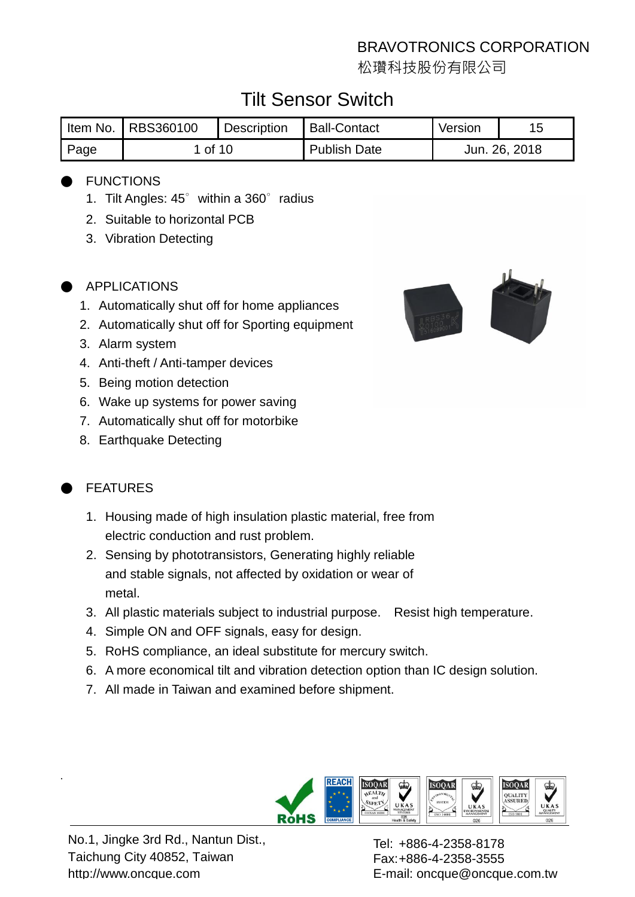BRAVOTRONICS CORPORATION
松瓚科技股份有限公司

# Tilt Sensor Switch

| Item No. | RBS360100 | Description | Ball-Contact | Version | 15 |
|---|---|---|---|---|---|
| Page | 1 of 10 | | Publish Date | Jun. 26, 2018 | |

## FUNCTIONS

1. Tilt Angles: 45° within a 360° radius
2. Suitable to horizontal PCB
3. Vibration Detecting

## APPLICATIONS

1. Automatically shut off for home appliances
2. Automatically shut off for Sporting equipment
3. Alarm system
4. Anti-theft / Anti-tamper devices
5. Being motion detection
6. Wake up systems for power saving
7. Automatically shut off for motorbike
8. Earthquake Detecting

## FEATURES

1. Housing made of high insulation plastic material, free from electric conduction and rust problem.
2. Sensing by phototransistors, Generating highly reliable and stable signals, not affected by oxidation or wear of metal.
3. All plastic materials subject to industrial purpose. Resist high temperature.
4. Simple ON and OFF signals, easy for design.
5. RoHS compliance, an ideal substitute for mercury switch.
6. A more economical tilt and vibration detection option than IC design solution.
7. All made in Taiwan and examined before shipment.

No.1, Jingke 3rd Rd., Nantun Dist.,
Taichung City 40852, Taiwan
http://www.oncque.com

Tel: +886-4-2358-8178
Fax:+886-4-2358-3555
E-mail: oncque@oncque.com.tw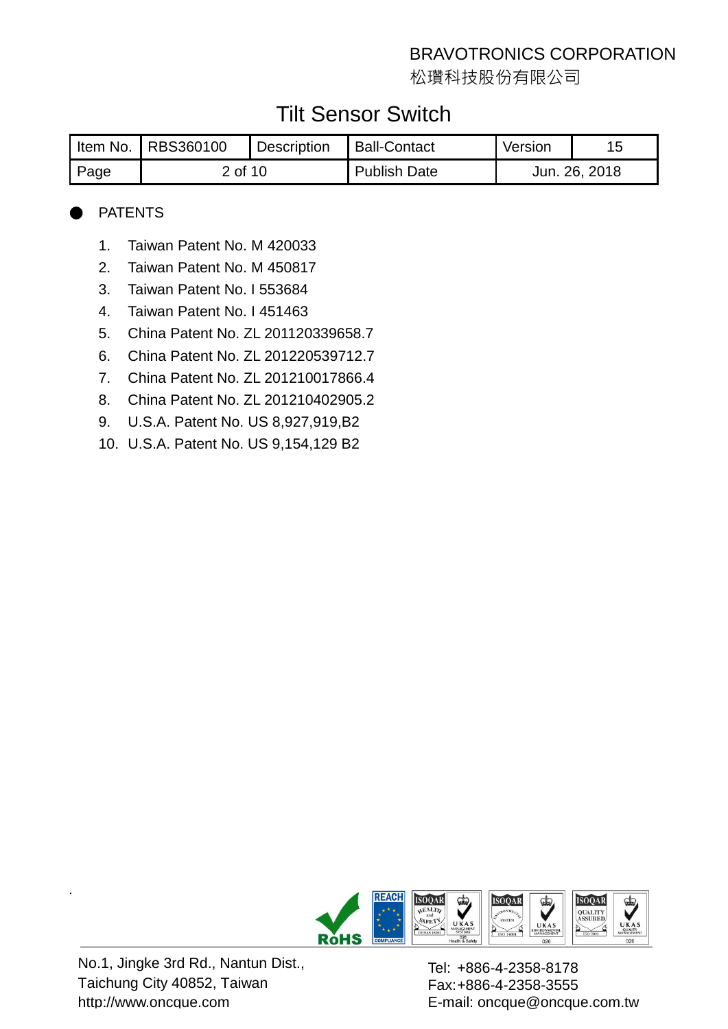● PATENTS

1. Taiwan Patent No. M 420033
2. Taiwan Patent No. M 450817
3. Taiwan Patent No. I 553684
4. Taiwan Patent No. I 451463
5. China Patent No. ZL 201120339658.7
6. China Patent No. ZL 201220539712.7
7. China Patent No. ZL 201210017866.4
8. China Patent No. ZL 201210402905.2
9. U.S.A. Patent No. US 8,927,919,B2
10. U.S.A. Patent No. US 9,154,129 B2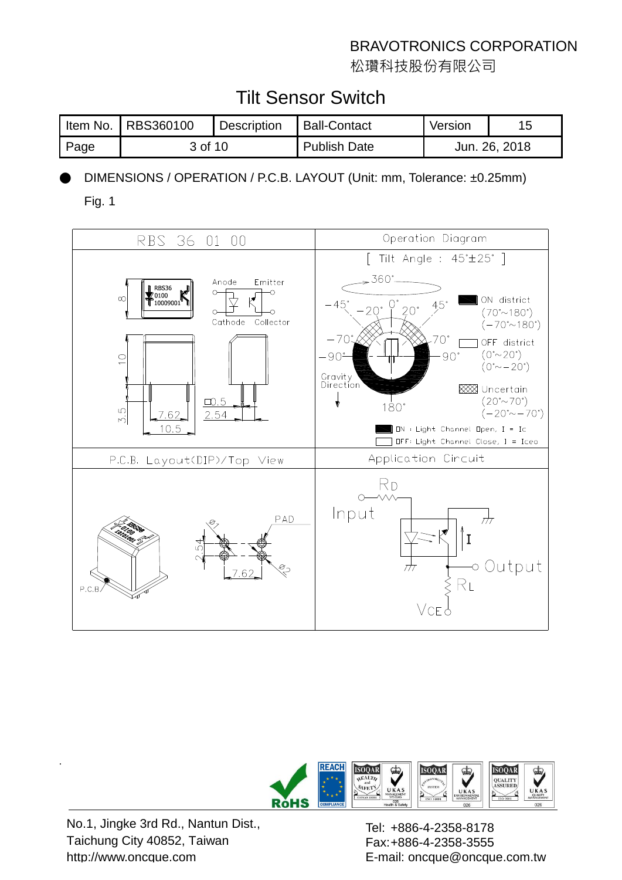BRAVOTRONICS CORPORATION
松瓚科技股份有限公司

# Tilt Sensor Switch

| Item No. | RBS360100 | Description | Ball-Contact | Version | 15 |
|---|---|---|---|---|---|
| Page | 3 of 10 | | Publish Date | Jun. 26, 2018 | |

- DIMENSIONS / OPERATION / P.C.B. LAYOUT (Unit: mm, Tolerance: ±0.25mm)

Fig. 1

| RBS 36 01 00 | Operation Diagram |
|---|---|
| Dimensions: 8, 10, 3.5, 7.62, 10.5, □0.5, 2.54; Anode, Emitter, Cathode, Collector; marking RBS36 0100 10009001 | [ Tilt Angle : 45°±25° ] 360°; 0°, 20°, −20°, 45°, −45°, 70°, −70°, 90°, −90°, 180°; Gravity Direction; ON district (70°~180°) (−70°~180°); OFF district (0°~20°) (0°~−20°); Uncertain (20°~70°) (−20°~−70°); ON : Light Channel Open, I = Ic; OFF: Light Channel Close, I = Iceo |
| P.C.B. Layout(DIP)/Top View | Application Circuit |
| P.C.B; PAD; Ø1; Ø2; 2.54; 7.62 | RD; Input; I; Output; RL; VCE |

No.1, Jingke 3rd Rd., Nantun Dist.,
Taichung City 40852, Taiwan
http://www.oncque.com

Tel: +886-4-2358-8178
Fax:+886-4-2358-3555
E-mail: oncque@oncque.com.tw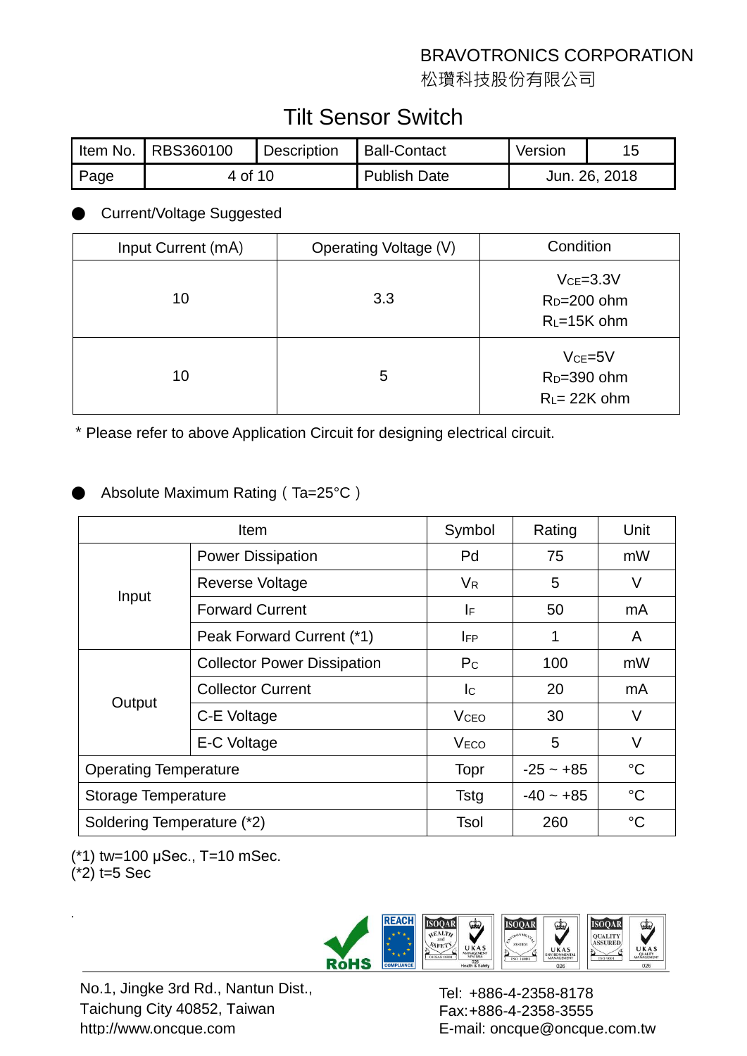BRAVOTRONICS CORPORATION
松瓚科技股份有限公司

# Tilt Sensor Switch

| Item No. | RBS360100 | Description | Ball-Contact | Version | 15 |
|---|---|---|---|---|---|
| Page | 4 of 10 | | Publish Date | Jun. 26, 2018 | |

● Current/Voltage Suggested

| Input Current (mA) | Operating Voltage (V) | Condition |
|---|---|---|
| 10 | 3.3 | $V_{CE}$=3.3V<br>$R_D$=200 ohm<br>$R_L$=15K ohm |
| 10 | 5 | $V_{CE}$=5V<br>$R_D$=390 ohm<br>$R_L$= 22K ohm |

* Please refer to above Application Circuit for designing electrical circuit.

● Absolute Maximum Rating ( Ta=25°C )

| Item | | Symbol | Rating | Unit |
|---|---|---|---|---|
| Input | Power Dissipation | Pd | 75 | mW |
| | Reverse Voltage | $V_R$ | 5 | V |
| | Forward Current | $I_F$ | 50 | mA |
| | Peak Forward Current (*1) | $I_{FP}$ | 1 | A |
| Output | Collector Power Dissipation | $P_C$ | 100 | mW |
| | Collector Current | $I_C$ | 20 | mA |
| | C-E Voltage | $V_{CEO}$ | 30 | V |
| | E-C Voltage | $V_{ECO}$ | 5 | V |
| Operating Temperature | | Topr | -25 ~ +85 | °C |
| Storage Temperature | | Tstg | -40 ~ +85 | °C |
| Soldering Temperature (*2) | | Tsol | 260 | °C |

(*1) tw=100 μSec., T=10 mSec.
(*2) t=5 Sec

No.1, Jingke 3rd Rd., Nantun Dist.,
Taichung City 40852, Taiwan
http://www.oncque.com

Tel: +886-4-2358-8178
Fax:+886-4-2358-3555
E-mail: oncque@oncque.com.tw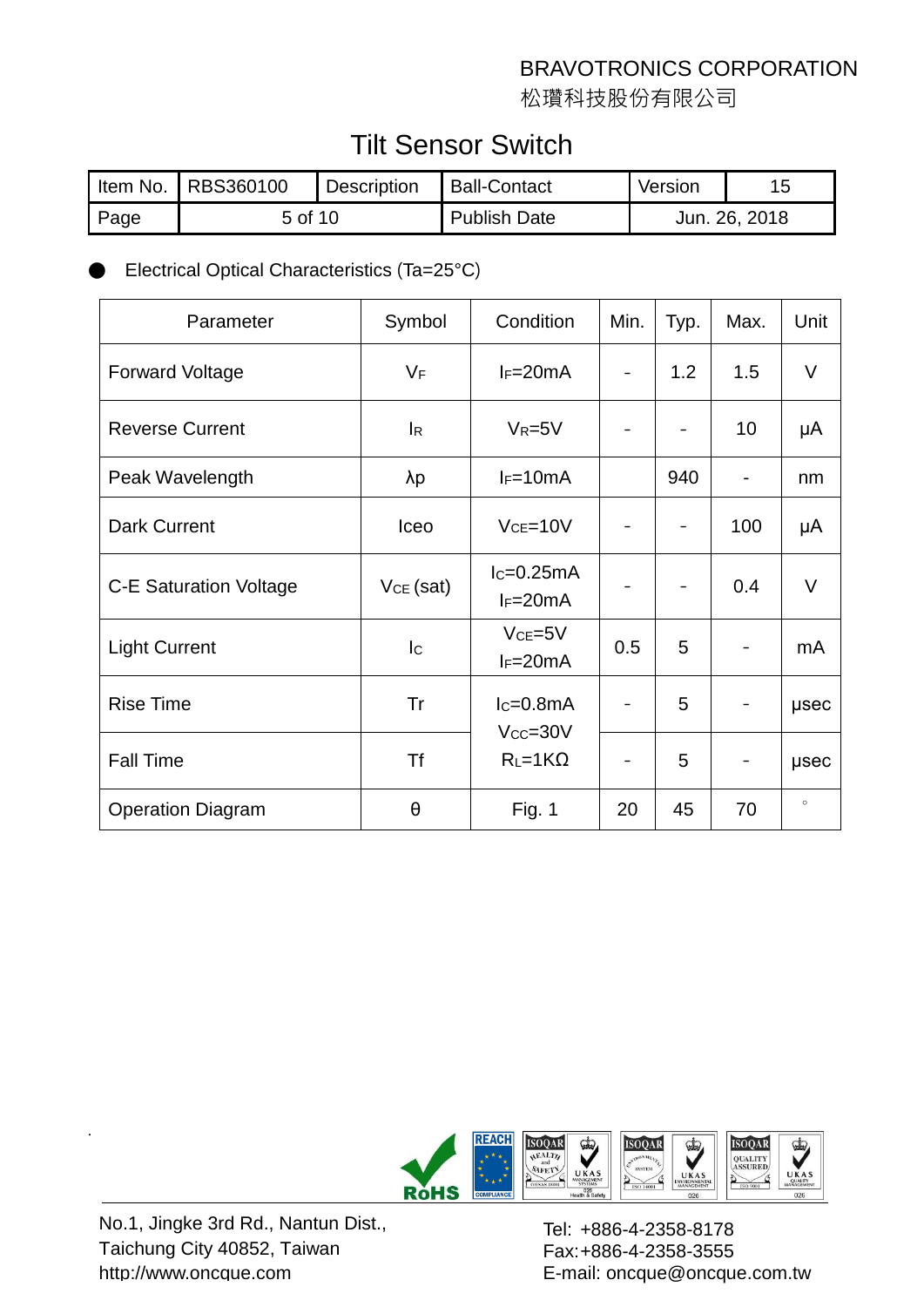BRAVOTRONICS CORPORATION
松讚科技股份有限公司

# Tilt Sensor Switch

| Item No. | RBS360100 | Description | Ball-Contact | Version | 15 |
|---|---|---|---|---|---|
| Page | 5 of 10 | | Publish Date | Jun. 26, 2018 | |

- Electrical Optical Characteristics (Ta=25°C)

| Parameter | Symbol | Condition | Min. | Typ. | Max. | Unit |
|---|---|---|---|---|---|---|
| Forward Voltage | $V_F$ | $I_F$=20mA | - | 1.2 | 1.5 | V |
| Reverse Current | $I_R$ | $V_R$=5V | - | - | 10 | μA |
| Peak Wavelength | λp | $I_F$=10mA | | 940 | - | nm |
| Dark Current | Iceo | $V_{CE}$=10V | - | - | 100 | μA |
| C-E Saturation Voltage | $V_{CE}$ (sat) | $I_C$=0.25mA $I_F$=20mA | - | - | 0.4 | V |
| Light Current | $I_C$ | $V_{CE}$=5V $I_F$=20mA | 0.5 | 5 | - | mA |
| Rise Time | Tr | $I_C$=0.8mA $V_{CC}$=30V $R_L$=1KΩ | - | 5 | - | μsec |
| Fall Time | Tf | | - | 5 | - | μsec |
| Operation Diagram | θ | Fig. 1 | 20 | 45 | 70 | ° |

No.1, Jingke 3rd Rd., Nantun Dist.,
Taichung City 40852, Taiwan
http://www.oncque.com

Tel: +886-4-2358-8178
Fax:+886-4-2358-3555
E-mail: oncque@oncque.com.tw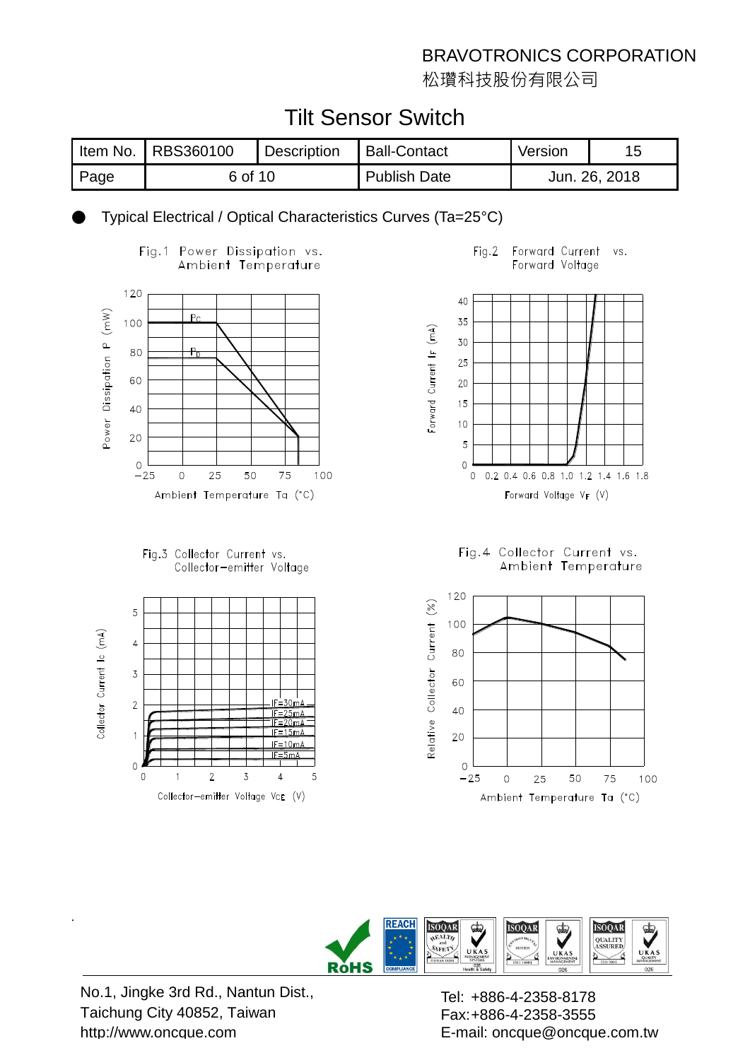BRAVOTRONICS CORPORATION

松瓚科技股份有限公司

# Tilt Sensor Switch

| Item No. | RBS360100 | Description | Ball-Contact | Version | 15 |
|---|---|---|---|---|---|
| Page | 6 of 10 | | Publish Date | Jun. 26, 2018 | |

- Typical Electrical / Optical Characteristics Curves (Ta=25°C)

Fig.1 Power Dissipation vs. Ambient Temperature

Fig.2 Forward Current vs. Forward Voltage

Fig.3 Collector Current vs. Collector-emitter Voltage

Fig.4 Collector Current vs. Ambient Temperature

No.1, Jingke 3rd Rd., Nantun Dist.,
Taichung City 40852, Taiwan
http://www.oncque.com

Tel: +886-4-2358-8178
Fax:+886-4-2358-3555
E-mail: oncque@oncque.com.tw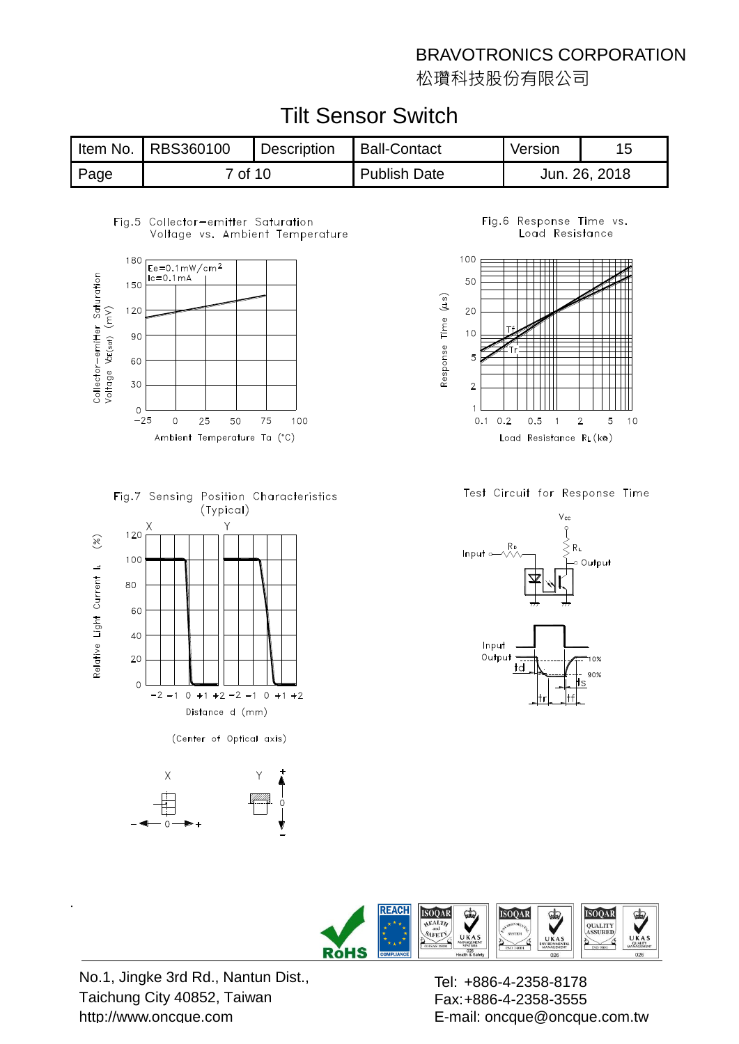BRAVOTRONICS CORPORATION
松瓚科技股份有限公司

# Tilt Sensor Switch

| Item No. | RBS360100 | Description | Ball-Contact | Version | 15 |
|---|---|---|---|---|---|
| Page | 7 of 10 | | Publish Date | Jun. 26, 2018 | |

Fig.5 Collector-emitter Saturation Voltage vs. Ambient Temperature

Fig.6 Response Time vs. Load Resistance

Fig.7 Sensing Position Characteristics (Typical)

Test Circuit for Response Time

(Center of Optical axis)

No.1, Jingke 3rd Rd., Nantun Dist., Taichung City 40852, Taiwan
http://www.oncque.com

Tel: +886-4-2358-8178
Fax:+886-4-2358-3555
E-mail: oncque@oncque.com.tw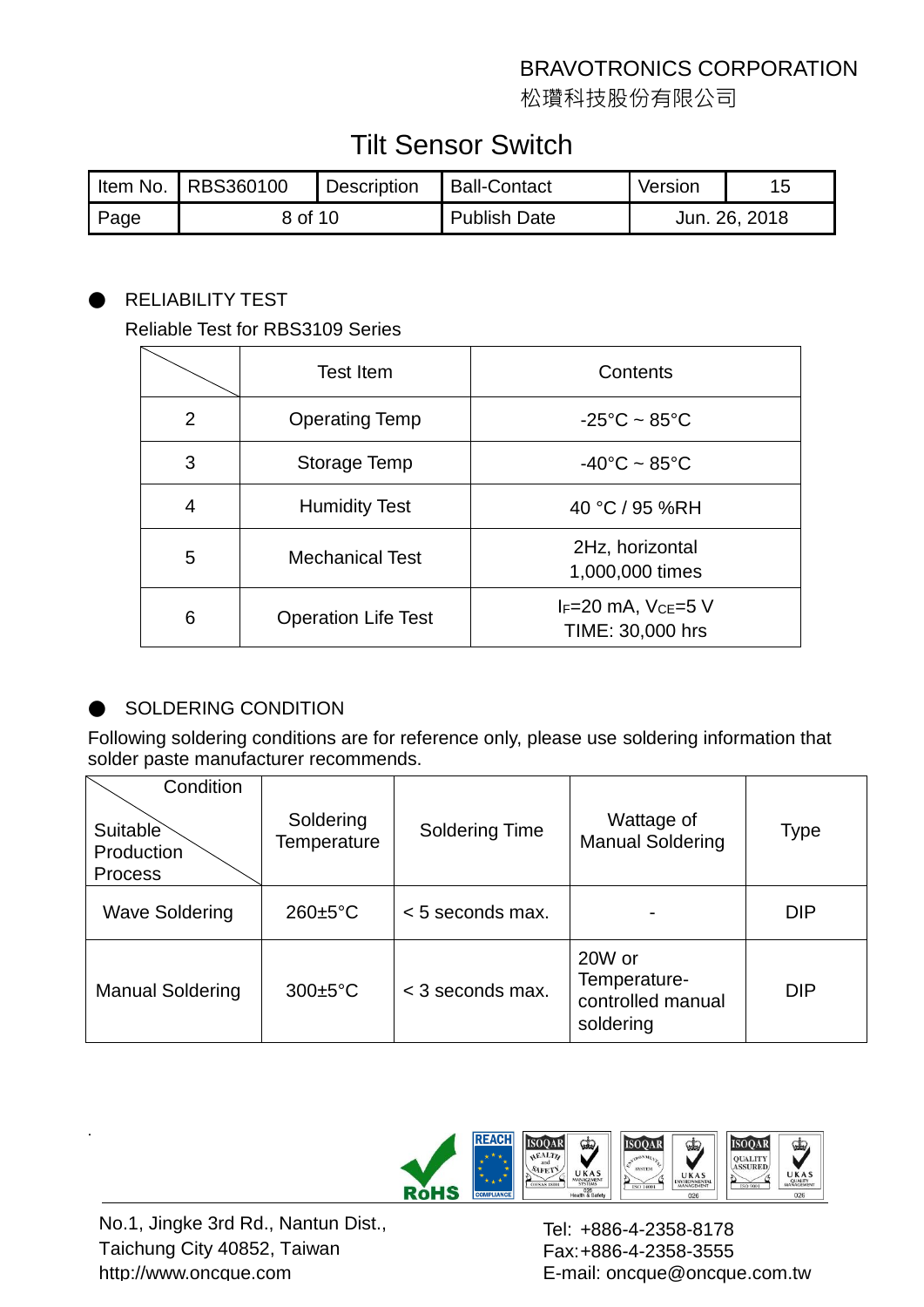BRAVOTRONICS CORPORATION
松瓚科技股份有限公司

# Tilt Sensor Switch

| Item No. | RBS360100 | Description | Ball-Contact | Version | 15 |
|---|---|---|---|---|---|
| Page | 8 of 10 | | Publish Date | Jun. 26, 2018 | |

## ● RELIABILITY TEST

Reliable Test for RBS3109 Series

| | Test Item | Contents |
|---|---|---|
| 2 | Operating Temp | -25°C ~ 85°C |
| 3 | Storage Temp | -40°C ~ 85°C |
| 4 | Humidity Test | 40 °C / 95 %RH |
| 5 | Mechanical Test | 2Hz, horizontal 1,000,000 times |
| 6 | Operation Life Test | $I_F$=20 mA, $V_{CE}$=5 V TIME: 30,000 hrs |

## ● SOLDERING CONDITION

Following soldering conditions are for reference only, please use soldering information that solder paste manufacturer recommends.

| Condition / Suitable Production Process | Soldering Temperature | Soldering Time | Wattage of Manual Soldering | Type |
|---|---|---|---|---|
| Wave Soldering | 260±5°C | < 5 seconds max. | - | DIP |
| Manual Soldering | 300±5°C | < 3 seconds max. | 20W or Temperature-controlled manual soldering | DIP |

No.1, Jingke 3rd Rd., Nantun Dist., Taichung City 40852, Taiwan
http://www.oncque.com

Tel: +886-4-2358-8178
Fax:+886-4-2358-3555
E-mail: oncque@oncque.com.tw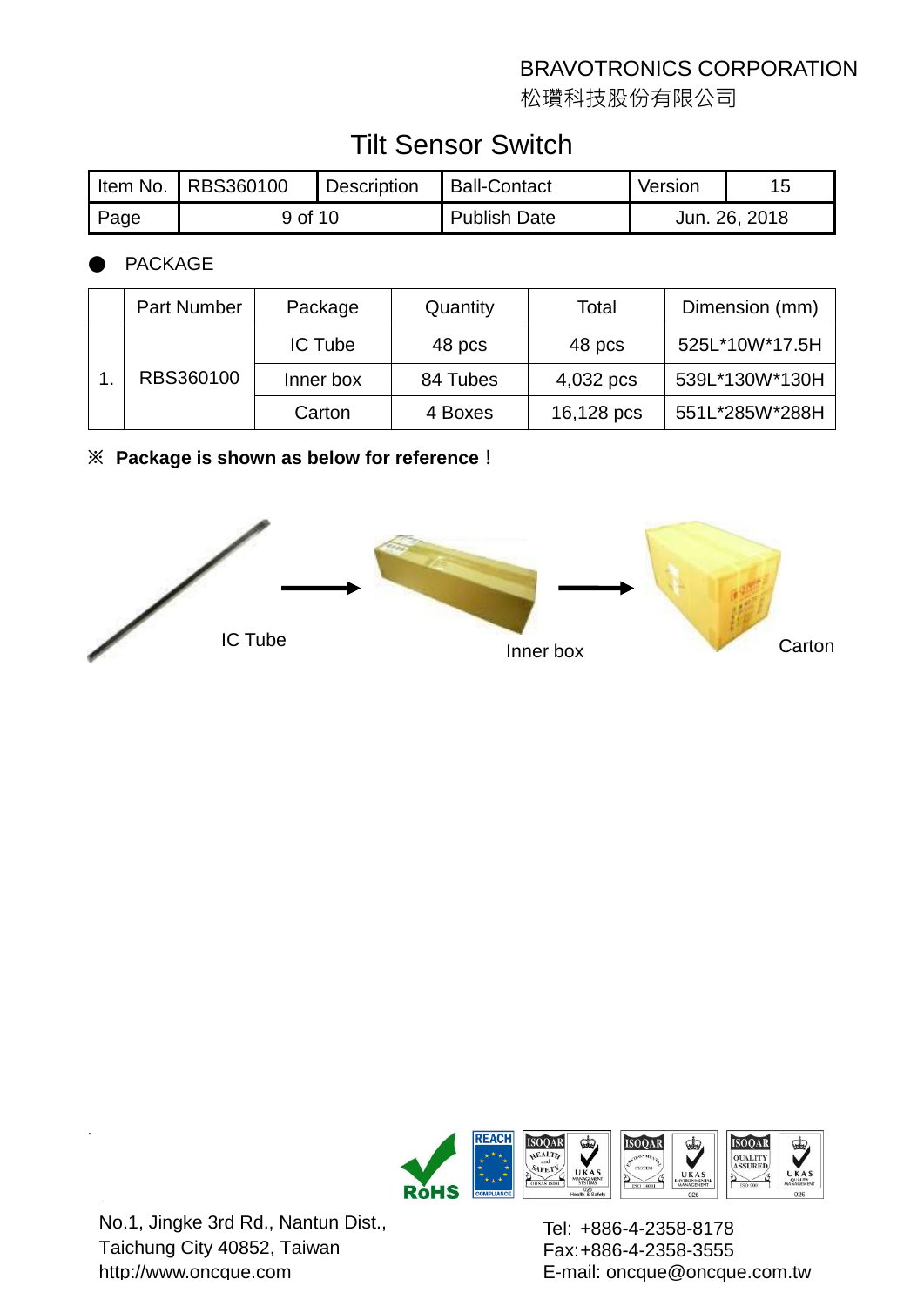BRAVOTRONICS CORPORATION
松瓚科技股份有限公司

# Tilt Sensor Switch

| Item No. | RBS360100 | Description | Ball-Contact | Version | 15 |
| --- | --- | --- | --- | --- | --- |
| Page | 9 of 10 | | Publish Date | Jun. 26, 2018 | |

● PACKAGE

| | Part Number | Package | Quantity | Total | Dimension (mm) |
| --- | --- | --- | --- | --- | --- |
| 1. | RBS360100 | IC Tube | 48 pcs | 48 pcs | 525L*10W*17.5H |
| | | Inner box | 84 Tubes | 4,032 pcs | 539L*130W*130H |
| | | Carton | 4 Boxes | 16,128 pcs | 551L*285W*288H |

※ **Package is shown as below for reference！**

IC Tube → Inner box → Carton

No.1, Jingke 3rd Rd., Nantun Dist.,
Taichung City 40852, Taiwan
http://www.oncque.com

Tel: +886-4-2358-8178
Fax:+886-4-2358-3555
E-mail: oncque@oncque.com.tw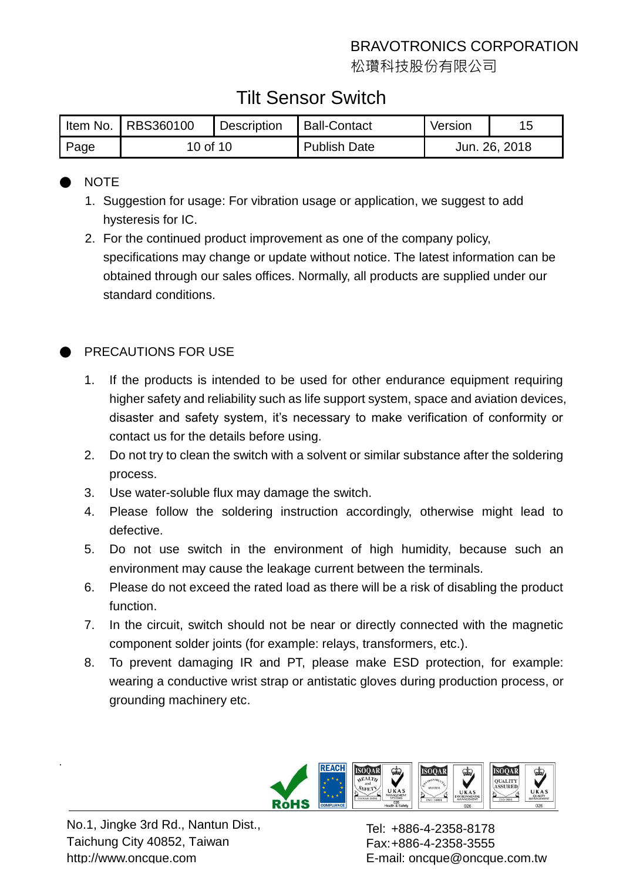- NOTE

1. Suggestion for usage: For vibration usage or application, we suggest to add hysteresis for IC.
2. For the continued product improvement as one of the company policy, specifications may change or update without notice. The latest information can be obtained through our sales offices. Normally, all products are supplied under our standard conditions.

- PRECAUTIONS FOR USE

1. If the products is intended to be used for other endurance equipment requiring higher safety and reliability such as life support system, space and aviation devices, disaster and safety system, it's necessary to make verification of conformity or contact us for the details before using.
2. Do not try to clean the switch with a solvent or similar substance after the soldering process.
3. Use water-soluble flux may damage the switch.
4. Please follow the soldering instruction accordingly, otherwise might lead to defective.
5. Do not use switch in the environment of high humidity, because such an environment may cause the leakage current between the terminals.
6. Please do not exceed the rated load as there will be a risk of disabling the product function.
7. In the circuit, switch should not be near or directly connected with the magnetic component solder joints (for example: relays, transformers, etc.).
8. To prevent damaging IR and PT, please make ESD protection, for example: wearing a conductive wrist strap or antistatic gloves during production process, or grounding machinery etc.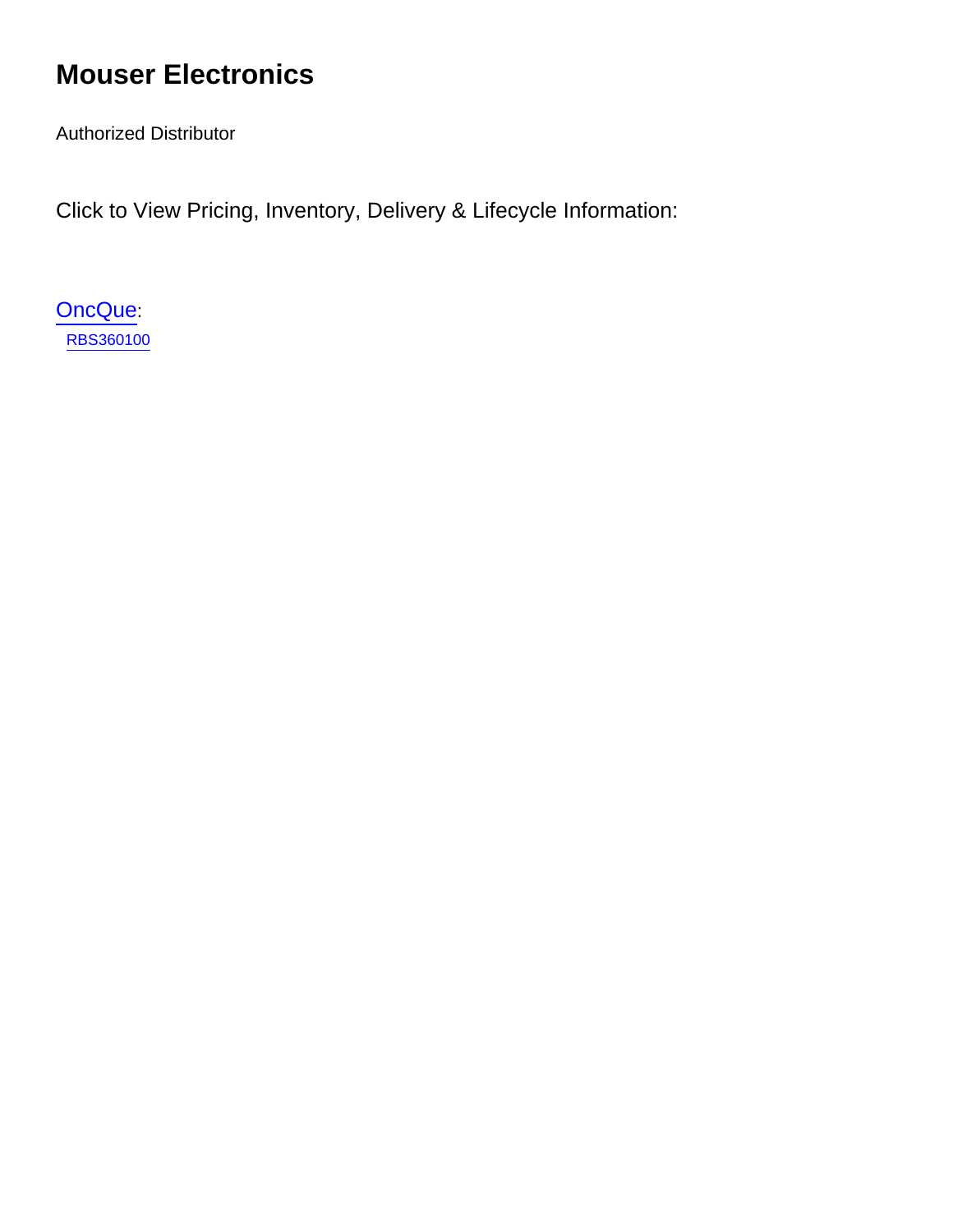# Mouser Electronics

Authorized Distributor

Click to View Pricing, Inventory, Delivery & Lifecycle Information:

OncQue:

RBS360100